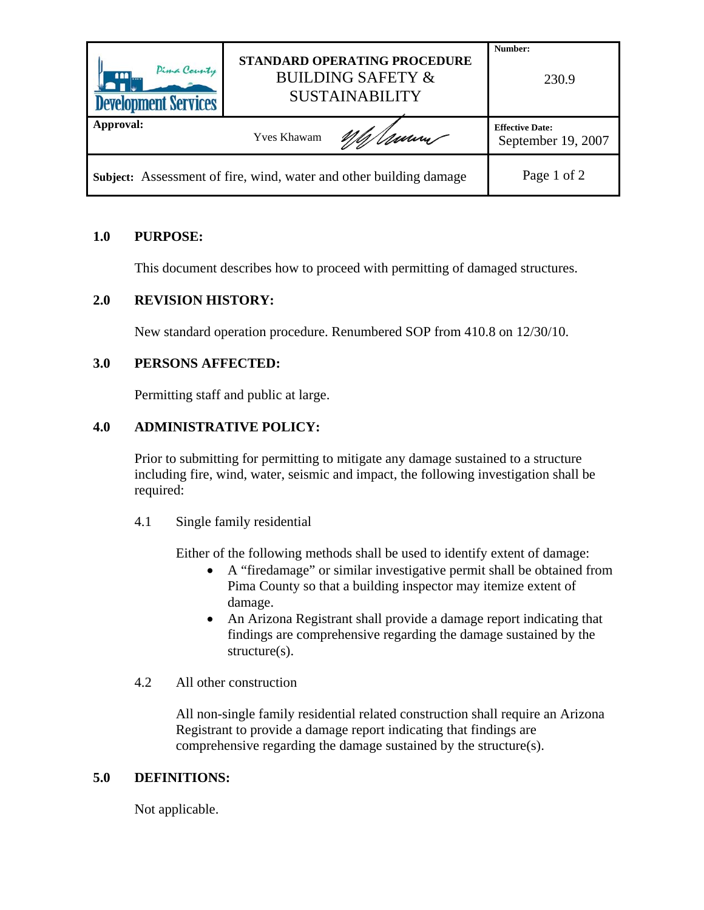| Pima County Development Services | **STANDARD OPERATING PROCEDURE** BUILDING SAFETY & SUSTAINABILITY | **Number:** 230.9 |
| --- | --- | --- |
| **Approval:** | Yves Khawam | **Effective Date:** September 19, 2007 |
| **Subject:** Assessment of fire, wind, water and other building damage | | |

## 1.0 PURPOSE:

This document describes how to proceed with permitting of damaged structures.

## 2.0 REVISION HISTORY:

New standard operation procedure. Renumbered SOP from 410.8 on 12/30/10.

## 3.0 PERSONS AFFECTED:

Permitting staff and public at large.

## 4.0 ADMINISTRATIVE POLICY:

Prior to submitting for permitting to mitigate any damage sustained to a structure including fire, wind, water, seismic and impact, the following investigation shall be required:

### 4.1 Single family residential

Either of the following methods shall be used to identify extent of damage:

- A "firedamage" or similar investigative permit shall be obtained from Pima County so that a building inspector may itemize extent of damage.
- An Arizona Registrant shall provide a damage report indicating that findings are comprehensive regarding the damage sustained by the structure(s).

### 4.2 All other construction

All non-single family residential related construction shall require an Arizona Registrant to provide a damage report indicating that findings are comprehensive regarding the damage sustained by the structure(s).

## 5.0 DEFINITIONS:

Not applicable.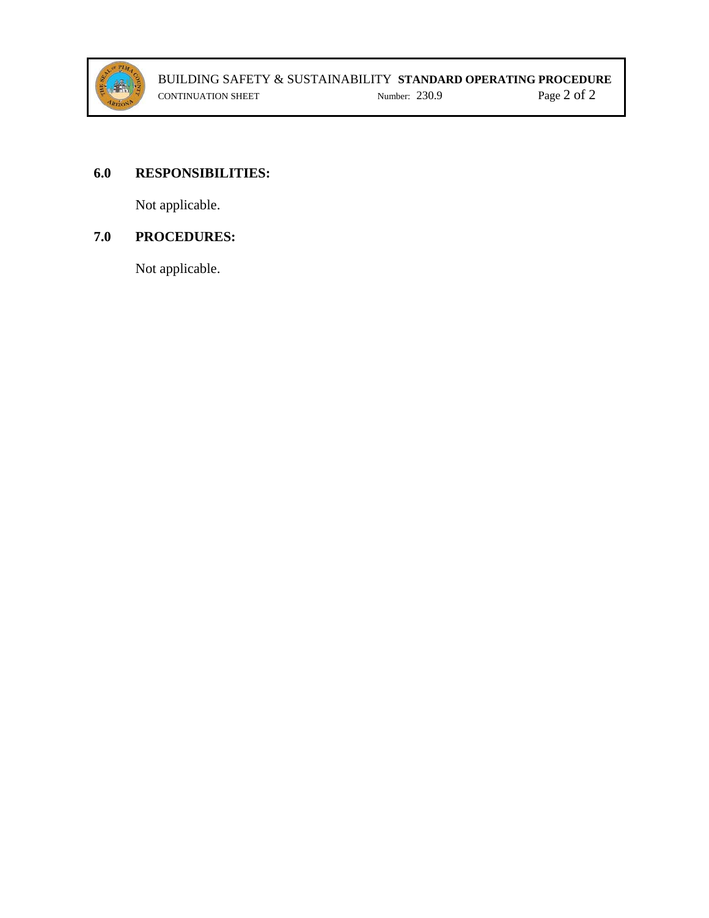## 6.0 RESPONSIBILITIES:

Not applicable.

## 7.0 PROCEDURES:

Not applicable.